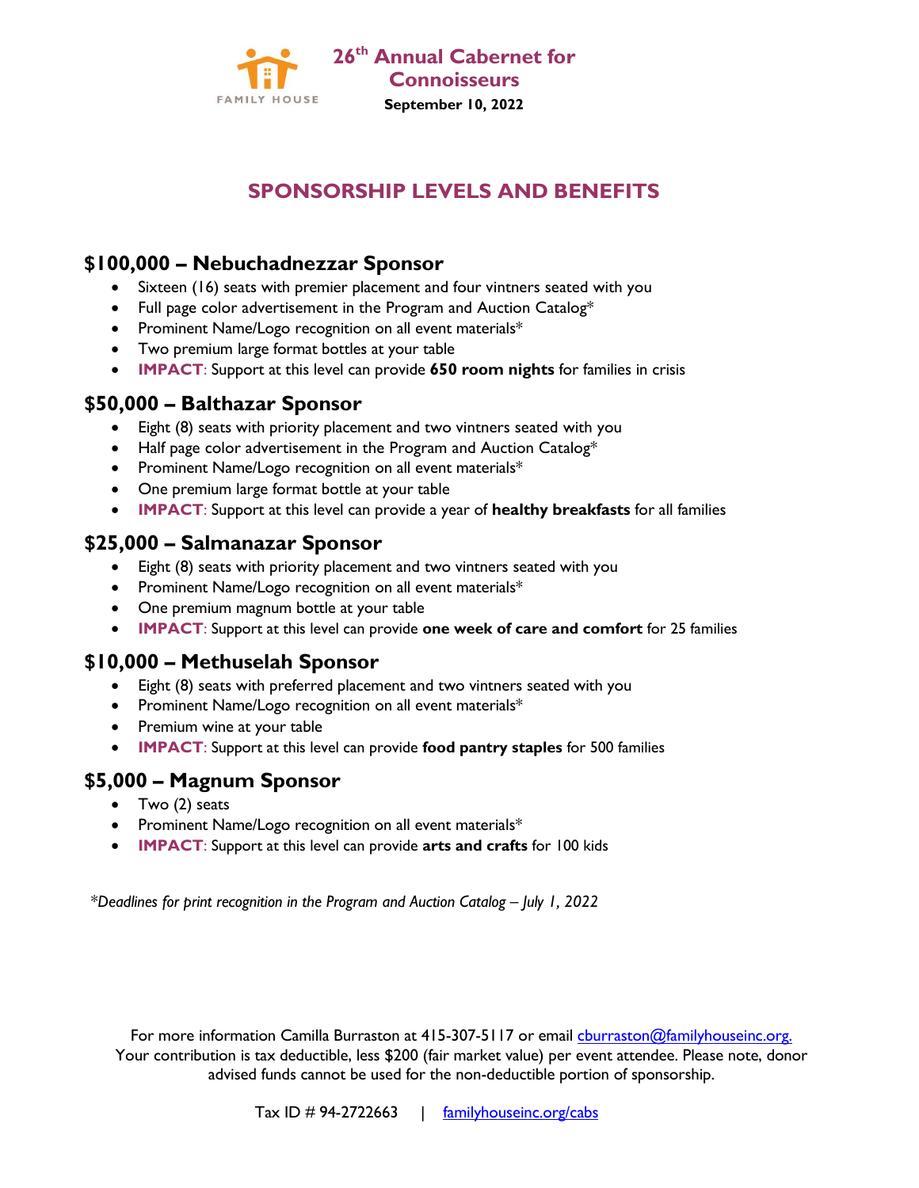FAMILY HOUSE

# 26th Annual Cabernet for Connoisseurs

**September 10, 2022**

## SPONSORSHIP LEVELS AND BENEFITS

### $100,000 – Nebuchadnezzar Sponsor

- Sixteen (16) seats with premier placement and four vintners seated with you
- Full page color advertisement in the Program and Auction Catalog*
- Prominent Name/Logo recognition on all event materials*
- Two premium large format bottles at your table
- **IMPACT**: Support at this level can provide **650 room nights** for families in crisis

### $50,000 – Balthazar Sponsor

- Eight (8) seats with priority placement and two vintners seated with you
- Half page color advertisement in the Program and Auction Catalog*
- Prominent Name/Logo recognition on all event materials*
- One premium large format bottle at your table
- **IMPACT**: Support at this level can provide a year of **healthy breakfasts** for all families

### $25,000 – Salmanazar Sponsor

- Eight (8) seats with priority placement and two vintners seated with you
- Prominent Name/Logo recognition on all event materials*
- One premium magnum bottle at your table
- **IMPACT**: Support at this level can provide **one week of care and comfort** for 25 families

### $10,000 – Methuselah Sponsor

- Eight (8) seats with preferred placement and two vintners seated with you
- Prominent Name/Logo recognition on all event materials*
- Premium wine at your table
- **IMPACT**: Support at this level can provide **food pantry staples** for 500 families

### $5,000 – Magnum Sponsor

- Two (2) seats
- Prominent Name/Logo recognition on all event materials*
- **IMPACT**: Support at this level can provide **arts and crafts** for 100 kids

*\*Deadlines for print recognition in the Program and Auction Catalog – July 1, 2022*

For more information Camilla Burraston at 415-307-5117 or email cburraston@familyhouseinc.org.
Your contribution is tax deductible, less $200 (fair market value) per event attendee. Please note, donor advised funds cannot be used for the non-deductible portion of sponsorship.

Tax ID # 94-2722663 | familyhouseinc.org/cabs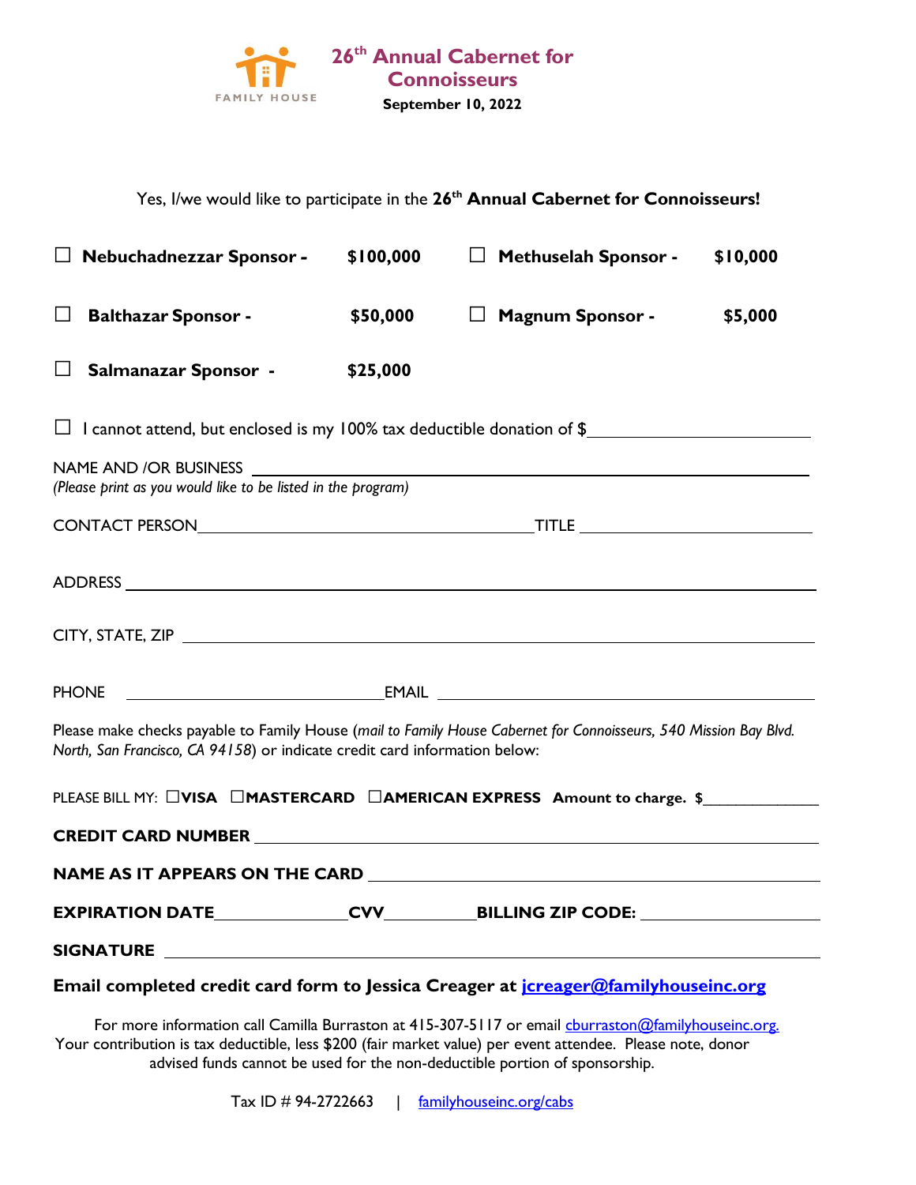FAMILY HOUSE

# 26th Annual Cabernet for Connoisseurs

**September 10, 2022**

Yes, I/we would like to participate in the **26th Annual Cabernet for Connoisseurs!**

☐ **Nebuchadnezzar Sponsor - $100,000**

☐ **Methuselah Sponsor - $10,000**

☐ **Balthazar Sponsor - $50,000**

☐ **Magnum Sponsor - $5,000**

☐ **Salmanazar Sponsor - $25,000**

☐ I cannot attend, but enclosed is my 100% tax deductible donation of $________________________

NAME AND /OR BUSINESS ____________________________________________________________
*(Please print as you would like to be listed in the program)*

CONTACT PERSON ______________________________________ TITLE __________________________

ADDRESS ____________________________________________________________________________

CITY, STATE, ZIP ______________________________________________________________________

PHONE ______________________________ EMAIL ___________________________________________

Please make checks payable to Family House (*mail to Family House Cabernet for Connoisseurs, 540 Mission Bay Blvd. North, San Francisco, CA 94158*) or indicate credit card information below:

PLEASE BILL MY: ☐**VISA** ☐**MASTERCARD** ☐**AMERICAN EXPRESS** **Amount to charge. $**_____________

**CREDIT CARD NUMBER** ______________________________________________________________

**NAME AS IT APPEARS ON THE CARD** ___________________________________________________

**EXPIRATION DATE**______________ **CVV**__________ **BILLING ZIP CODE:** ___________________

**SIGNATURE** ________________________________________________________________________

**Email completed credit card form to Jessica Creager at jcreager@familyhouseinc.org**

For more information call Camilla Burraston at 415-307-5117 or email cburraston@familyhouseinc.org.
Your contribution is tax deductible, less $200 (fair market value) per event attendee. Please note, donor advised funds cannot be used for the non-deductible portion of sponsorship.

Tax ID # 94-2722663 | familyhouseinc.org/cabs